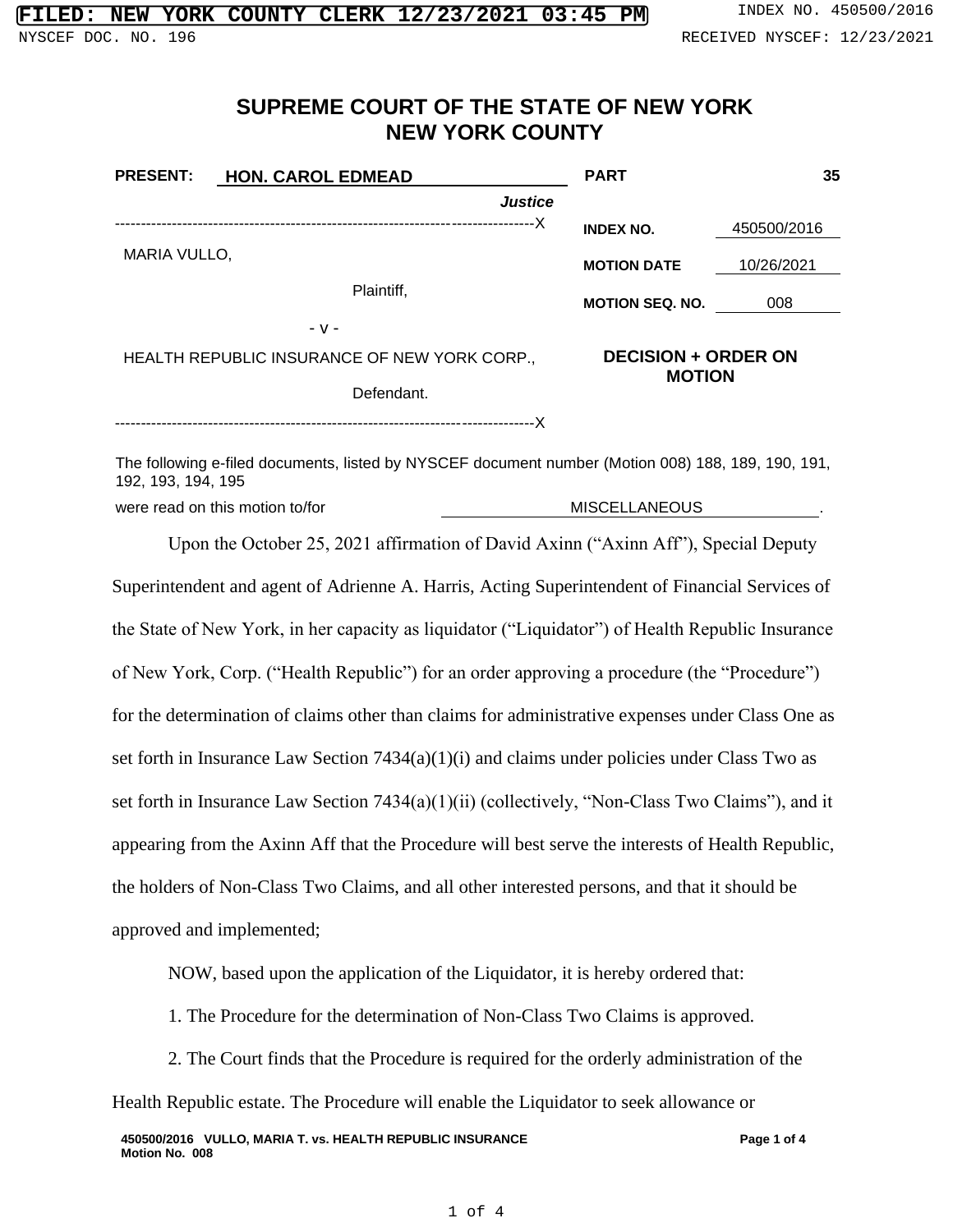FILED: NEW YORK COUNTY CLERK 12/23/2021 03:45 PM | INDEX NO. 450500/2016

NYSCEF DOC. NO. 196 | RECEIVED NYSCEF: 12/23/2021

# SUPREME COURT OF THE STATE OF NEW YORK
# NEW YORK COUNTY

| | | | |
|---|---|---|---|
| **PRESENT:** | **HON. CAROL EDMEAD** *Justice* | **PART** | **35** |
| | | **INDEX NO.** | 450500/2016 |
| MARIA VULLO, Plaintiff, | | **MOTION DATE** | 10/26/2021 |
| - v - | | **MOTION SEQ. NO.** | 008 |
| HEALTH REPUBLIC INSURANCE OF NEW YORK CORP., Defendant. | | **DECISION + ORDER ON MOTION** | |

The following e-filed documents, listed by NYSCEF document number (Motion 008) 188, 189, 190, 191, 192, 193, 194, 195

were read on this motion to/for MISCELLANEOUS.

Upon the October 25, 2021 affirmation of David Axinn ("Axinn Aff"), Special Deputy Superintendent and agent of Adrienne A. Harris, Acting Superintendent of Financial Services of the State of New York, in her capacity as liquidator ("Liquidator") of Health Republic Insurance of New York, Corp. ("Health Republic") for an order approving a procedure (the "Procedure") for the determination of claims other than claims for administrative expenses under Class One as set forth in Insurance Law Section 7434(a)(1)(i) and claims under policies under Class Two as set forth in Insurance Law Section 7434(a)(1)(ii) (collectively, "Non-Class Two Claims"), and it appearing from the Axinn Aff that the Procedure will best serve the interests of Health Republic, the holders of Non-Class Two Claims, and all other interested persons, and that it should be approved and implemented;

NOW, based upon the application of the Liquidator, it is hereby ordered that:

1. The Procedure for the determination of Non-Class Two Claims is approved.

2. The Court finds that the Procedure is required for the orderly administration of the Health Republic estate. The Procedure will enable the Liquidator to seek allowance or

450500/2016 VULLO, MARIA T. vs. HEALTH REPUBLIC INSURANCE
Motion No. 008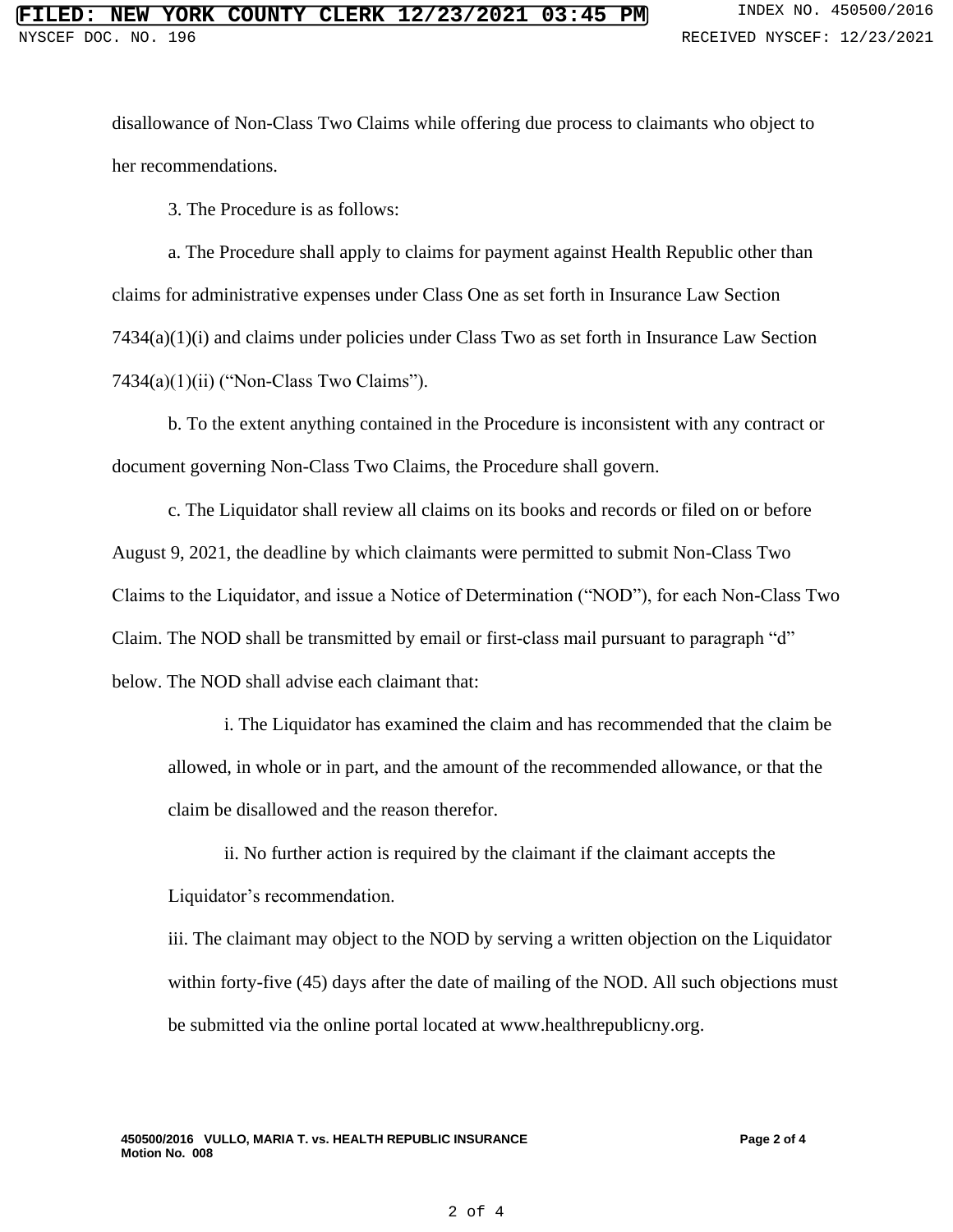disallowance of Non-Class Two Claims while offering due process to claimants who object to her recommendations.

3. The Procedure is as follows:

a. The Procedure shall apply to claims for payment against Health Republic other than claims for administrative expenses under Class One as set forth in Insurance Law Section 7434(a)(1)(i) and claims under policies under Class Two as set forth in Insurance Law Section 7434(a)(1)(ii) ("Non-Class Two Claims").

b. To the extent anything contained in the Procedure is inconsistent with any contract or document governing Non-Class Two Claims, the Procedure shall govern.

c. The Liquidator shall review all claims on its books and records or filed on or before August 9, 2021, the deadline by which claimants were permitted to submit Non-Class Two Claims to the Liquidator, and issue a Notice of Determination ("NOD"), for each Non-Class Two Claim. The NOD shall be transmitted by email or first-class mail pursuant to paragraph "d" below. The NOD shall advise each claimant that:

i. The Liquidator has examined the claim and has recommended that the claim be allowed, in whole or in part, and the amount of the recommended allowance, or that the claim be disallowed and the reason therefor.

ii. No further action is required by the claimant if the claimant accepts the Liquidator's recommendation.

iii. The claimant may object to the NOD by serving a written objection on the Liquidator within forty-five (45) days after the date of mailing of the NOD. All such objections must be submitted via the online portal located at www.healthrepublicny.org.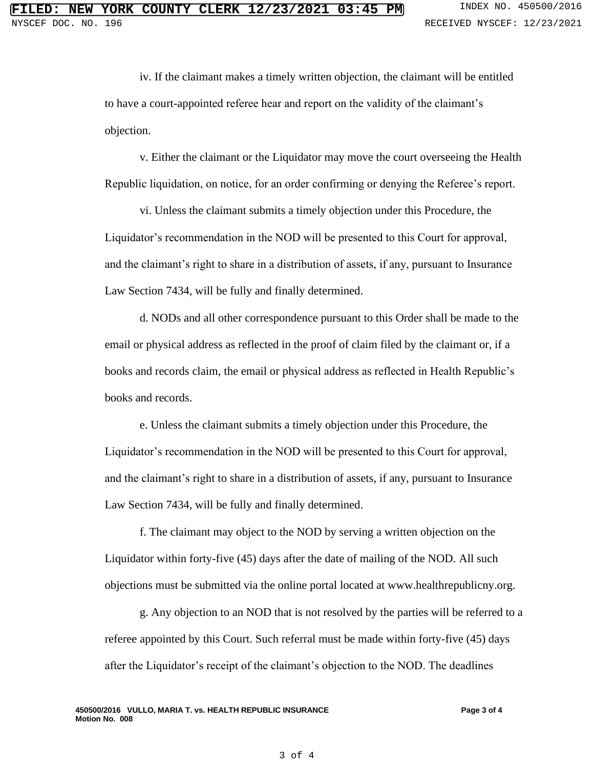iv. If the claimant makes a timely written objection, the claimant will be entitled to have a court-appointed referee hear and report on the validity of the claimant's objection.

v. Either the claimant or the Liquidator may move the court overseeing the Health Republic liquidation, on notice, for an order confirming or denying the Referee's report.

vi. Unless the claimant submits a timely objection under this Procedure, the Liquidator's recommendation in the NOD will be presented to this Court for approval, and the claimant's right to share in a distribution of assets, if any, pursuant to Insurance Law Section 7434, will be fully and finally determined.

d. NODs and all other correspondence pursuant to this Order shall be made to the email or physical address as reflected in the proof of claim filed by the claimant or, if a books and records claim, the email or physical address as reflected in Health Republic's books and records.

e. Unless the claimant submits a timely objection under this Procedure, the Liquidator's recommendation in the NOD will be presented to this Court for approval, and the claimant's right to share in a distribution of assets, if any, pursuant to Insurance Law Section 7434, will be fully and finally determined.

f. The claimant may object to the NOD by serving a written objection on the Liquidator within forty-five (45) days after the date of mailing of the NOD. All such objections must be submitted via the online portal located at www.healthrepublicny.org.

g. Any objection to an NOD that is not resolved by the parties will be referred to a referee appointed by this Court. Such referral must be made within forty-five (45) days after the Liquidator's receipt of the claimant's objection to the NOD. The deadlines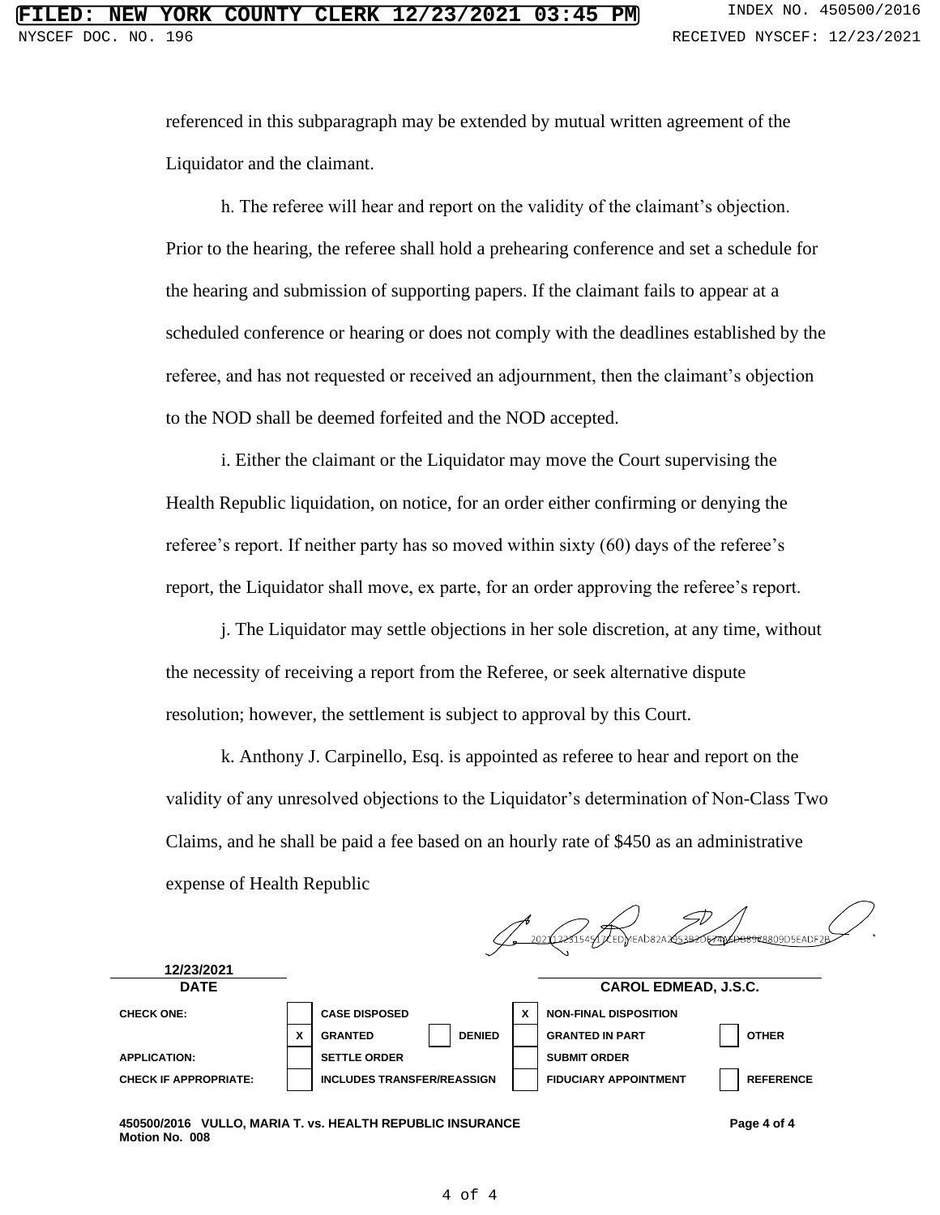referenced in this subparagraph may be extended by mutual written agreement of the Liquidator and the claimant.

h. The referee will hear and report on the validity of the claimant's objection. Prior to the hearing, the referee shall hold a prehearing conference and set a schedule for the hearing and submission of supporting papers. If the claimant fails to appear at a scheduled conference or hearing or does not comply with the deadlines established by the referee, and has not requested or received an adjournment, then the claimant's objection to the NOD shall be deemed forfeited and the NOD accepted.

i. Either the claimant or the Liquidator may move the Court supervising the Health Republic liquidation, on notice, for an order either confirming or denying the referee's report. If neither party has so moved within sixty (60) days of the referee's report, the Liquidator shall move, ex parte, for an order approving the referee's report.

j. The Liquidator may settle objections in her sole discretion, at any time, without the necessity of receiving a report from the Referee, or seek alternative dispute resolution; however, the settlement is subject to approval by this Court.

k. Anthony J. Carpinello, Esq. is appointed as referee to hear and report on the validity of any unresolved objections to the Liquidator's determination of Non-Class Two Claims, and he shall be paid a fee based on an hourly rate of $450 as an administrative expense of Health Republic

20211223154517CEDMEAD82A2953B2DE74EDB89788090D5EADF2B

**12/23/2021**
**DATE**

**CAROL EDMEAD, J.S.C.**

| | | | | | | |
|---|---|---|---|---|---|---|
| **CHECK ONE:** | | **CASE DISPOSED** | | X | **NON-FINAL DISPOSITION** | |
| | X | **GRANTED** | **DENIED** | | **GRANTED IN PART** | **OTHER** |
| **APPLICATION:** | | **SETTLE ORDER** | | | **SUBMIT ORDER** | |
| **CHECK IF APPROPRIATE:** | | **INCLUDES TRANSFER/REASSIGN** | | | **FIDUCIARY APPOINTMENT** | **REFERENCE** |

**450500/2016 VULLO, MARIA T. vs. HEALTH REPUBLIC INSURANCE**
**Motion No. 008**